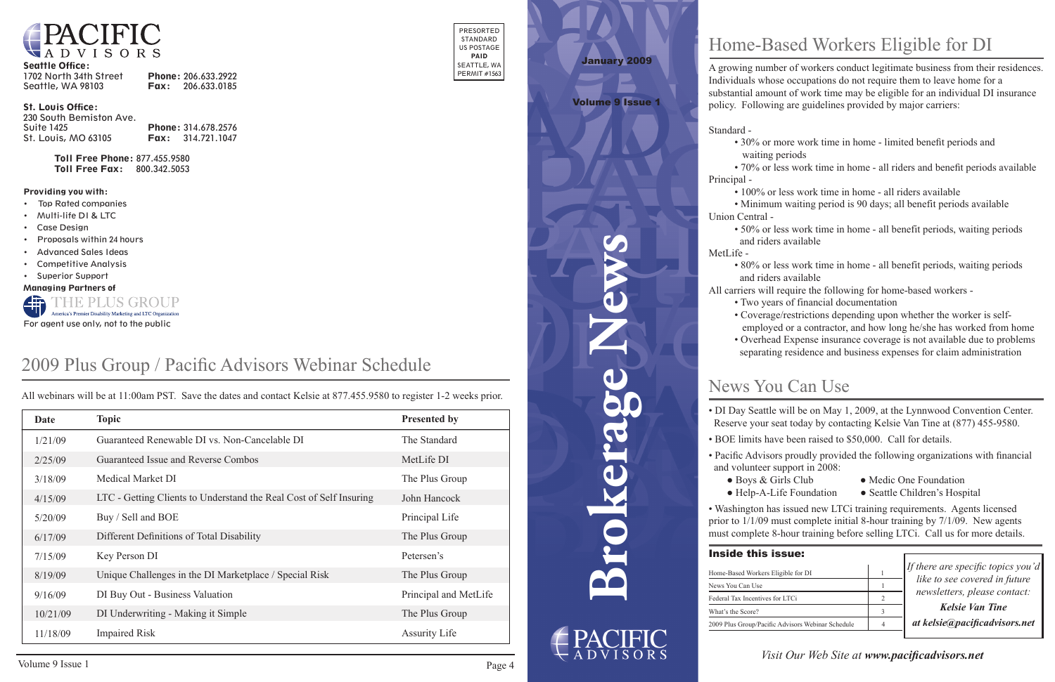# PACIFIC ADVISORS

**Seattle Office:**
1702 North 34th Street
Seattle, WA 98103
**Phone:** 206.633.2922
**Fax:** 206.633.0185

**St. Louis Office:**
230 South Bemiston Ave.
Suite 1425
St. Louis, MO 63105
**Phone:** 314.678.2576
**Fax:** 314.721.1047

**Toll Free Phone:** 877.455.9580
**Toll Free Fax:** 800.342.5053

**Providing you with:**

- Top Rated companies
- Multi-life DI & LTC
- Case Design
- Proposals within 24 hours
- Advanced Sales Ideas
- Competitive Analysis
- Superior Support

**Managing Partners of**

THE PLUS GROUP
America's Premier Disability Marketing and LTC Organization

For agent use only, not to the public

PRESORTED
STANDARD
US POSTAGE
**PAID**
SEATTLE, WA
PERMIT #1563

## 2009 Plus Group / Pacific Advisors Webinar Schedule

All webinars will be at 11:00am PST. Save the dates and contact Kelsie at 877.455.9580 to register 1-2 weeks prior.

| Date | Topic | Presented by |
|---|---|---|
| 1/21/09 | Guaranteed Renewable DI vs. Non-Cancelable DI | The Standard |
| 2/25/09 | Guaranteed Issue and Reverse Combos | MetLife DI |
| 3/18/09 | Medical Market DI | The Plus Group |
| 4/15/09 | LTC - Getting Clients to Understand the Real Cost of Self Insuring | John Hancock |
| 5/20/09 | Buy / Sell and BOE | Principal Life |
| 6/17/09 | Different Definitions of Total Disability | The Plus Group |
| 7/15/09 | Key Person DI | Petersen's |
| 8/19/09 | Unique Challenges in the DI Marketplace / Special Risk | The Plus Group |
| 9/16/09 | DI Buy Out - Business Valuation | Principal and MetLife |
| 10/21/09 | DI Underwriting - Making it Simple | The Plus Group |
| 11/18/09 | Impaired Risk | Assurity Life |

January 2009

Volume 9 Issue 1

# Brokerage News

PACIFIC ADVISORS

## Home-Based Workers Eligible for DI

A growing number of workers conduct legitimate business from their residences. Individuals whose occupations do not require them to leave home for a substantial amount of work time may be eligible for an individual DI insurance policy. Following are guidelines provided by major carriers:

Standard -
- 30% or more work time in home - limited benefit periods and waiting periods
- 70% or less work time in home - all riders and benefit periods available

Principal -
- 100% or less work time in home - all riders available
- Minimum waiting period is 90 days; all benefit periods available

Union Central -
- 50% or less work time in home - all benefit periods, waiting periods and riders available

MetLife -
- 80% or less work time in home - all benefit periods, waiting periods and riders available

All carriers will require the following for home-based workers -
- Two years of financial documentation
- Coverage/restrictions depending upon whether the worker is self-employed or a contractor, and how long he/she has worked from home
- Overhead Expense insurance coverage is not available due to problems separating residence and business expenses for claim administration

## News You Can Use

- DI Day Seattle will be on May 1, 2009, at the Lynnwood Convention Center. Reserve your seat today by contacting Kelsie Van Tine at (877) 455-9580.
- BOE limits have been raised to $50,000. Call for details.
- Pacific Advisors proudly provided the following organizations with financial and volunteer support in 2008:
  - Boys & Girls Club
  - Medic One Foundation
  - Help-A-Life Foundation
  - Seattle Children's Hospital
- Washington has issued new LTCi training requirements. Agents licensed prior to 1/1/09 must complete initial 8-hour training by 7/1/09. New agents must complete 8-hour training before selling LTCi. Call us for more details.

**Inside this issue:**

| | |
|---|---|
| Home-Based Workers Eligible for DI | 1 |
| News You Can Use | 1 |
| Federal Tax Incentives for LTCi | 2 |
| What's the Score? | 3 |
| 2009 Plus Group/Pacific Advisors Webinar Schedule | 4 |

*If there are specific topics you'd like to see covered in future newsletters, please contact:*

***Kelsie Van Tine***

***at kelsie@pacificadvisors.net***

*Visit Our Web Site at **www.pacificadvisors.net***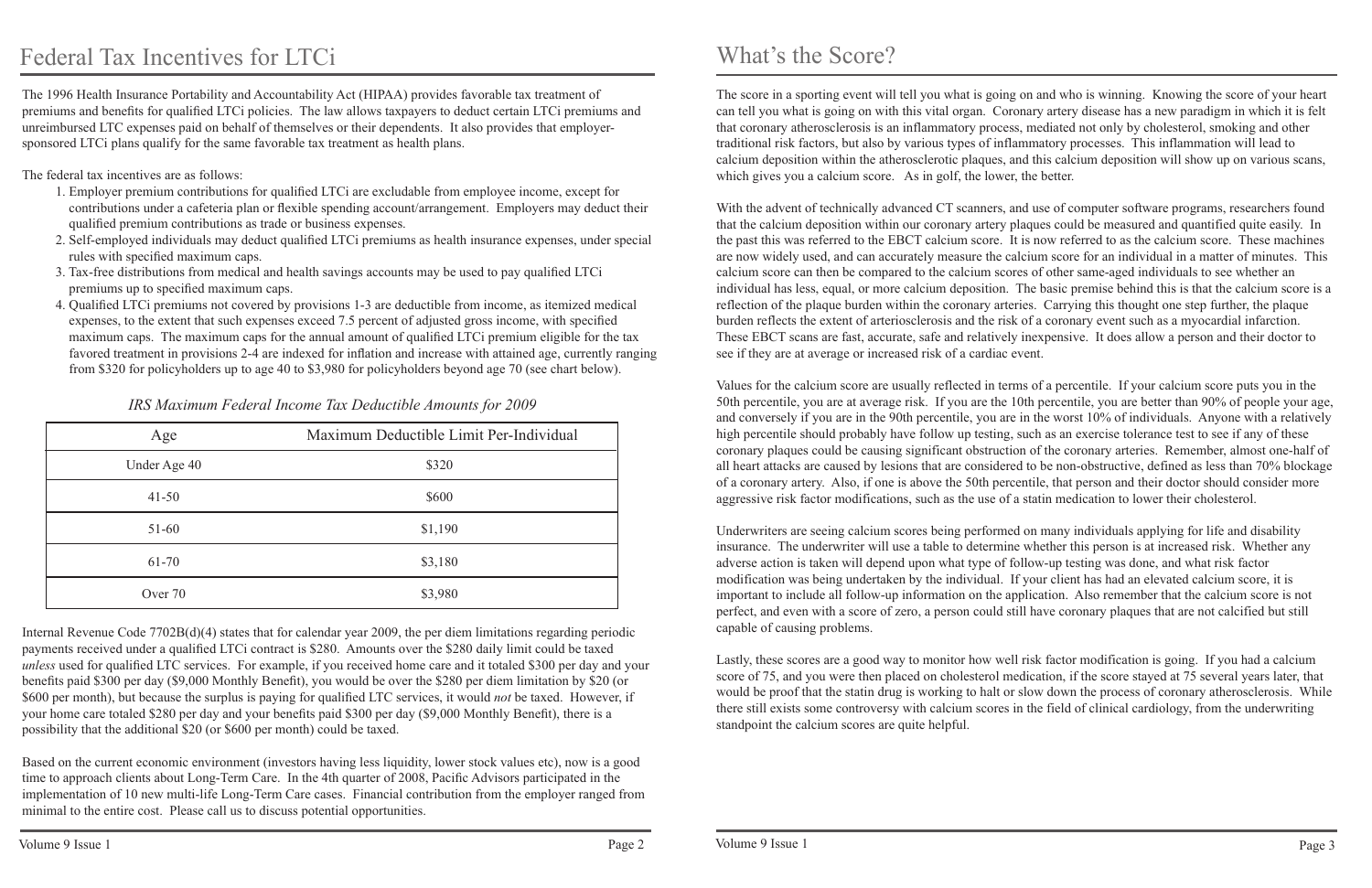# Federal Tax Incentives for LTCi

The 1996 Health Insurance Portability and Accountability Act (HIPAA) provides favorable tax treatment of premiums and benefits for qualified LTCi policies. The law allows taxpayers to deduct certain LTCi premiums and unreimbursed LTC expenses paid on behalf of themselves or their dependents. It also provides that employer-sponsored LTCi plans qualify for the same favorable tax treatment as health plans.

The federal tax incentives are as follows:

1. Employer premium contributions for qualified LTCi are excludable from employee income, except for contributions under a cafeteria plan or flexible spending account/arrangement. Employers may deduct their qualified premium contributions as trade or business expenses.
2. Self-employed individuals may deduct qualified LTCi premiums as health insurance expenses, under special rules with specified maximum caps.
3. Tax-free distributions from medical and health savings accounts may be used to pay qualified LTCi premiums up to specified maximum caps.
4. Qualified LTCi premiums not covered by provisions 1-3 are deductible from income, as itemized medical expenses, to the extent that such expenses exceed 7.5 percent of adjusted gross income, with specified maximum caps. The maximum caps for the annual amount of qualified LTCi premium eligible for the tax favored treatment in provisions 2-4 are indexed for inflation and increase with attained age, currently ranging from $320 for policyholders up to age 40 to $3,980 for policyholders beyond age 70 (see chart below).

*IRS Maximum Federal Income Tax Deductible Amounts for 2009*

| Age | Maximum Deductible Limit Per-Individual |
|---|---|
| Under Age 40 | $320 |
| 41-50 | $600 |
| 51-60 | $1,190 |
| 61-70 | $3,180 |
| Over 70 | $3,980 |

Internal Revenue Code 7702B(d)(4) states that for calendar year 2009, the per diem limitations regarding periodic payments received under a qualified LTCi contract is $280. Amounts over the $280 daily limit could be taxed *unless* used for qualified LTC services. For example, if you received home care and it totaled $300 per day and your benefits paid $300 per day ($9,000 Monthly Benefit), you would be over the $280 per diem limitation by $20 (or $600 per month), but because the surplus is paying for qualified LTC services, it would *not* be taxed. However, if your home care totaled $280 per day and your benefits paid $300 per day ($9,000 Monthly Benefit), there is a possibility that the additional $20 (or $600 per month) could be taxed.

Based on the current economic environment (investors having less liquidity, lower stock values etc), now is a good time to approach clients about Long-Term Care. In the 4th quarter of 2008, Pacific Advisors participated in the implementation of 10 new multi-life Long-Term Care cases. Financial contribution from the employer ranged from minimal to the entire cost. Please call us to discuss potential opportunities.

# What's the Score?

The score in a sporting event will tell you what is going on and who is winning. Knowing the score of your heart can tell you what is going on with this vital organ. Coronary artery disease has a new paradigm in which it is felt that coronary atherosclerosis is an inflammatory process, mediated not only by cholesterol, smoking and other traditional risk factors, but also by various types of inflammatory processes. This inflammation will lead to calcium deposition within the atherosclerotic plaques, and this calcium deposition will show up on various scans, which gives you a calcium score. As in golf, the lower, the better.

With the advent of technically advanced CT scanners, and use of computer software programs, researchers found that the calcium deposition within our coronary artery plaques could be measured and quantified quite easily. In the past this was referred to the EBCT calcium score. It is now referred to as the calcium score. These machines are now widely used, and can accurately measure the calcium score for an individual in a matter of minutes. This calcium score can then be compared to the calcium scores of other same-aged individuals to see whether an individual has less, equal, or more calcium deposition. The basic premise behind this is that the calcium score is a reflection of the plaque burden within the coronary arteries. Carrying this thought one step further, the plaque burden reflects the extent of arteriosclerosis and the risk of a coronary event such as a myocardial infarction. These EBCT scans are fast, accurate, safe and relatively inexpensive. It does allow a person and their doctor to see if they are at average or increased risk of a cardiac event.

Values for the calcium score are usually reflected in terms of a percentile. If your calcium score puts you in the 50th percentile, you are at average risk. If you are the 10th percentile, you are better than 90% of people your age, and conversely if you are in the 90th percentile, you are in the worst 10% of individuals. Anyone with a relatively high percentile should probably have follow up testing, such as an exercise tolerance test to see if any of these coronary plaques could be causing significant obstruction of the coronary arteries. Remember, almost one-half of all heart attacks are caused by lesions that are considered to be non-obstructive, defined as less than 70% blockage of a coronary artery. Also, if one is above the 50th percentile, that person and their doctor should consider more aggressive risk factor modifications, such as the use of a statin medication to lower their cholesterol.

Underwriters are seeing calcium scores being performed on many individuals applying for life and disability insurance. The underwriter will use a table to determine whether this person is at increased risk. Whether any adverse action is taken will depend upon what type of follow-up testing was done, and what risk factor modification was being undertaken by the individual. If your client has had an elevated calcium score, it is important to include all follow-up information on the application. Also remember that the calcium score is not perfect, and even with a score of zero, a person could still have coronary plaques that are not calcified but still capable of causing problems.

Lastly, these scores are a good way to monitor how well risk factor modification is going. If you had a calcium score of 75, and you were then placed on cholesterol medication, if the score stayed at 75 several years later, that would be proof that the statin drug is working to halt or slow down the process of coronary atherosclerosis. While there still exists some controversy with calcium scores in the field of clinical cardiology, from the underwriting standpoint the calcium scores are quite helpful.